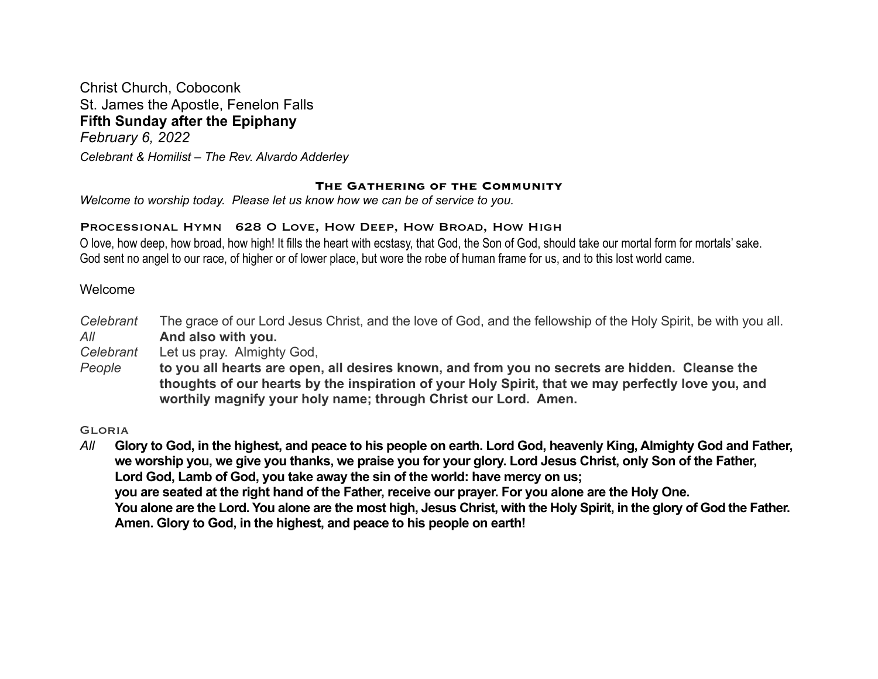Christ Church, Coboconk
St. James the Apostle, Fenelon Falls
**Fifth Sunday after the Epiphany**
*February 6, 2022*
*Celebrant & Homilist – The Rev. Alvardo Adderley*

## The Gathering of the Community

*Welcome to worship today. Please let us know how we can be of service to you.*

### Processional Hymn 628 O Love, How Deep, How Broad, How High

O love, how deep, how broad, how high! It fills the heart with ecstasy, that God, the Son of God, should take our mortal form for mortals' sake.
God sent no angel to our race, of higher or of lower place, but wore the robe of human frame for us, and to this lost world came.

Welcome

*Celebrant* The grace of our Lord Jesus Christ, and the love of God, and the fellowship of the Holy Spirit, be with you all.
*All* **And also with you.**
*Celebrant* Let us pray. Almighty God,
*People* **to you all hearts are open, all desires known, and from you no secrets are hidden. Cleanse the thoughts of our hearts by the inspiration of your Holy Spirit, that we may perfectly love you, and worthily magnify your holy name; through Christ our Lord. Amen.**

### Gloria

*All* **Glory to God, in the highest, and peace to his people on earth. Lord God, heavenly King, Almighty God and Father, we worship you, we give you thanks, we praise you for your glory. Lord Jesus Christ, only Son of the Father, Lord God, Lamb of God, you take away the sin of the world: have mercy on us;
you are seated at the right hand of the Father, receive our prayer. For you alone are the Holy One.
You alone are the Lord. You alone are the most high, Jesus Christ, with the Holy Spirit, in the glory of God the Father. Amen. Glory to God, in the highest, and peace to his people on earth!**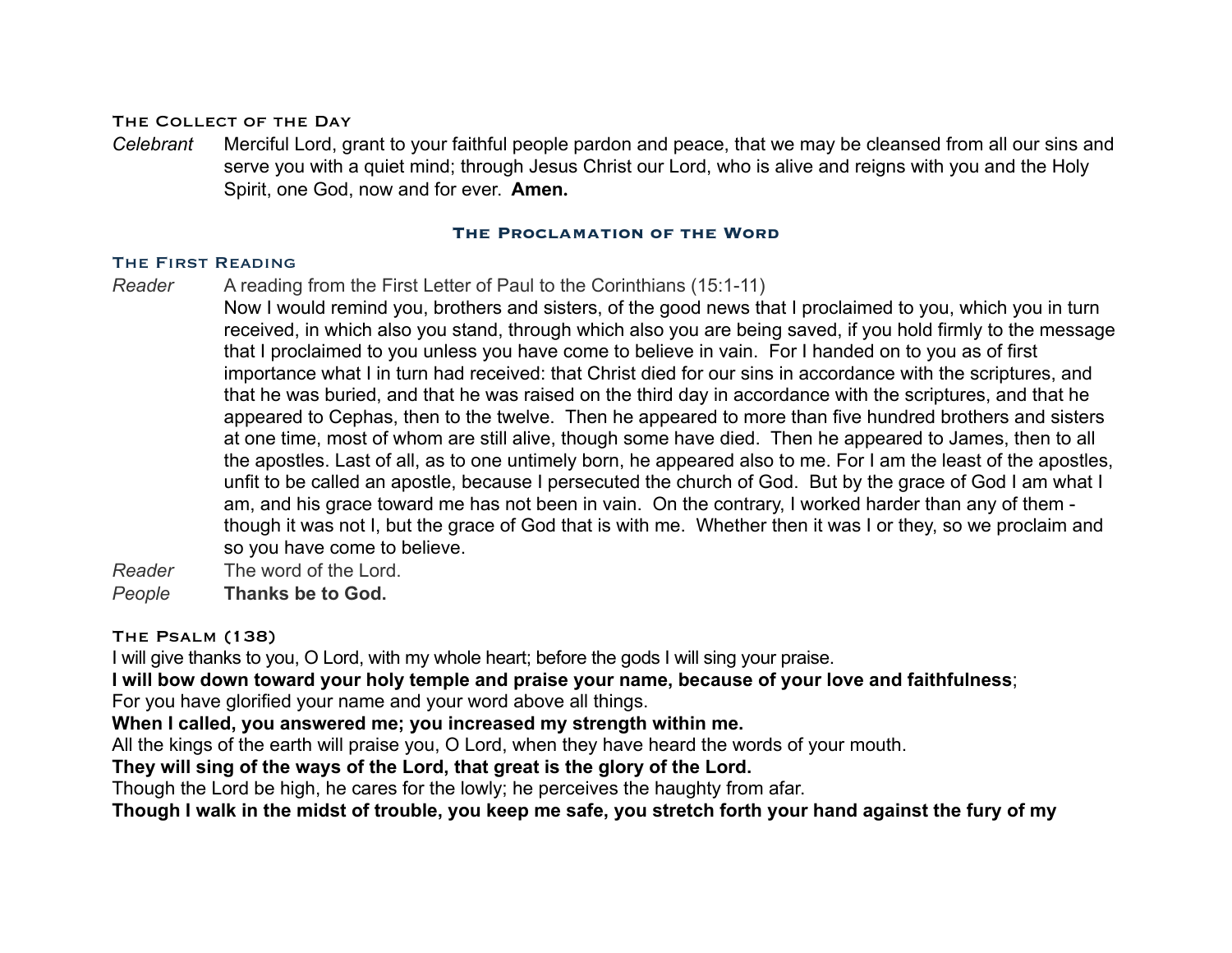### The Collect of the Day

*Celebrant* Merciful Lord, grant to your faithful people pardon and peace, that we may be cleansed from all our sins and serve you with a quiet mind; through Jesus Christ our Lord, who is alive and reigns with you and the Holy Spirit, one God, now and for ever. **Amen.**

## The Proclamation of the Word

### The First Reading

*Reader* A reading from the First Letter of Paul to the Corinthians (15:1-11)

Now I would remind you, brothers and sisters, of the good news that I proclaimed to you, which you in turn received, in which also you stand, through which also you are being saved, if you hold firmly to the message that I proclaimed to you unless you have come to believe in vain. For I handed on to you as of first importance what I in turn had received: that Christ died for our sins in accordance with the scriptures, and that he was buried, and that he was raised on the third day in accordance with the scriptures, and that he appeared to Cephas, then to the twelve. Then he appeared to more than five hundred brothers and sisters at one time, most of whom are still alive, though some have died. Then he appeared to James, then to all the apostles. Last of all, as to one untimely born, he appeared also to me. For I am the least of the apostles, unfit to be called an apostle, because I persecuted the church of God. But by the grace of God I am what I am, and his grace toward me has not been in vain. On the contrary, I worked harder than any of them - though it was not I, but the grace of God that is with me. Whether then it was I or they, so we proclaim and so you have come to believe.

*Reader* The word of the Lord.

*People* **Thanks be to God.**

### The Psalm (138)

I will give thanks to you, O Lord, with my whole heart; before the gods I will sing your praise.

**I will bow down toward your holy temple and praise your name, because of your love and faithfulness**;

For you have glorified your name and your word above all things.

**When I called, you answered me; you increased my strength within me.**

All the kings of the earth will praise you, O Lord, when they have heard the words of your mouth.

**They will sing of the ways of the Lord, that great is the glory of the Lord.**

Though the Lord be high, he cares for the lowly; he perceives the haughty from afar.

**Though I walk in the midst of trouble, you keep me safe, you stretch forth your hand against the fury of my**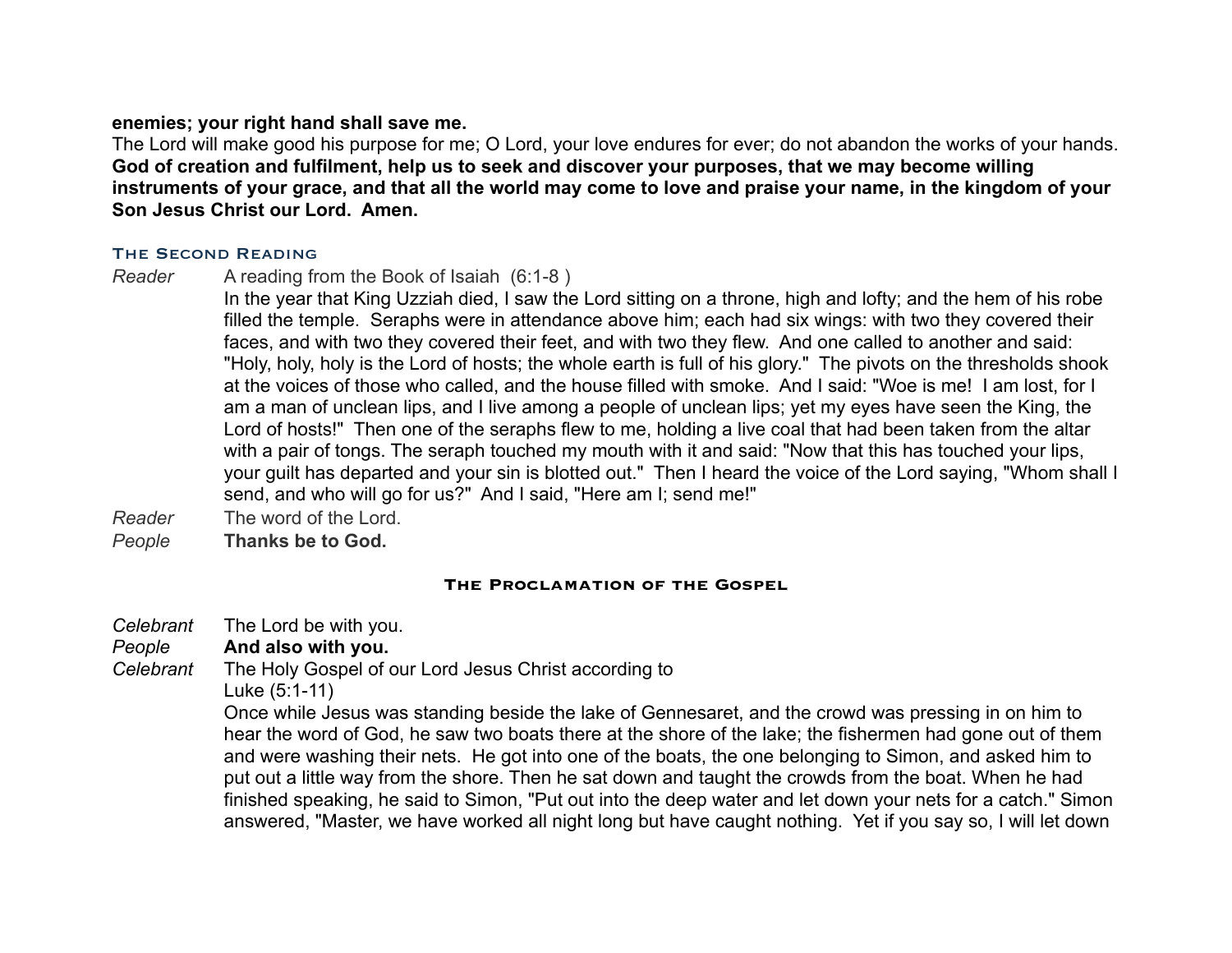**enemies; your right hand shall save me.**

The Lord will make good his purpose for me; O Lord, your love endures for ever; do not abandon the works of your hands.

**God of creation and fulfilment, help us to seek and discover your purposes, that we may become willing instruments of your grace, and that all the world may come to love and praise your name, in the kingdom of your Son Jesus Christ our Lord. Amen.**

### The Second Reading

*Reader* A reading from the Book of Isaiah (6:1-8 )

In the year that King Uzziah died, I saw the Lord sitting on a throne, high and lofty; and the hem of his robe filled the temple. Seraphs were in attendance above him; each had six wings: with two they covered their faces, and with two they covered their feet, and with two they flew. And one called to another and said: "Holy, holy, holy is the Lord of hosts; the whole earth is full of his glory." The pivots on the thresholds shook at the voices of those who called, and the house filled with smoke. And I said: "Woe is me! I am lost, for I am a man of unclean lips, and I live among a people of unclean lips; yet my eyes have seen the King, the Lord of hosts!" Then one of the seraphs flew to me, holding a live coal that had been taken from the altar with a pair of tongs. The seraph touched my mouth with it and said: "Now that this has touched your lips, your guilt has departed and your sin is blotted out." Then I heard the voice of the Lord saying, "Whom shall I send, and who will go for us?" And I said, "Here am I; send me!"

*Reader* The word of the Lord.

*People* **Thanks be to God.**

### The Proclamation of the Gospel

*Celebrant* The Lord be with you.

*People* **And also with you.**

*Celebrant* The Holy Gospel of our Lord Jesus Christ according to Luke (5:1-11)

Once while Jesus was standing beside the lake of Gennesaret, and the crowd was pressing in on him to hear the word of God, he saw two boats there at the shore of the lake; the fishermen had gone out of them and were washing their nets. He got into one of the boats, the one belonging to Simon, and asked him to put out a little way from the shore. Then he sat down and taught the crowds from the boat. When he had finished speaking, he said to Simon, "Put out into the deep water and let down your nets for a catch." Simon answered, "Master, we have worked all night long but have caught nothing. Yet if you say so, I will let down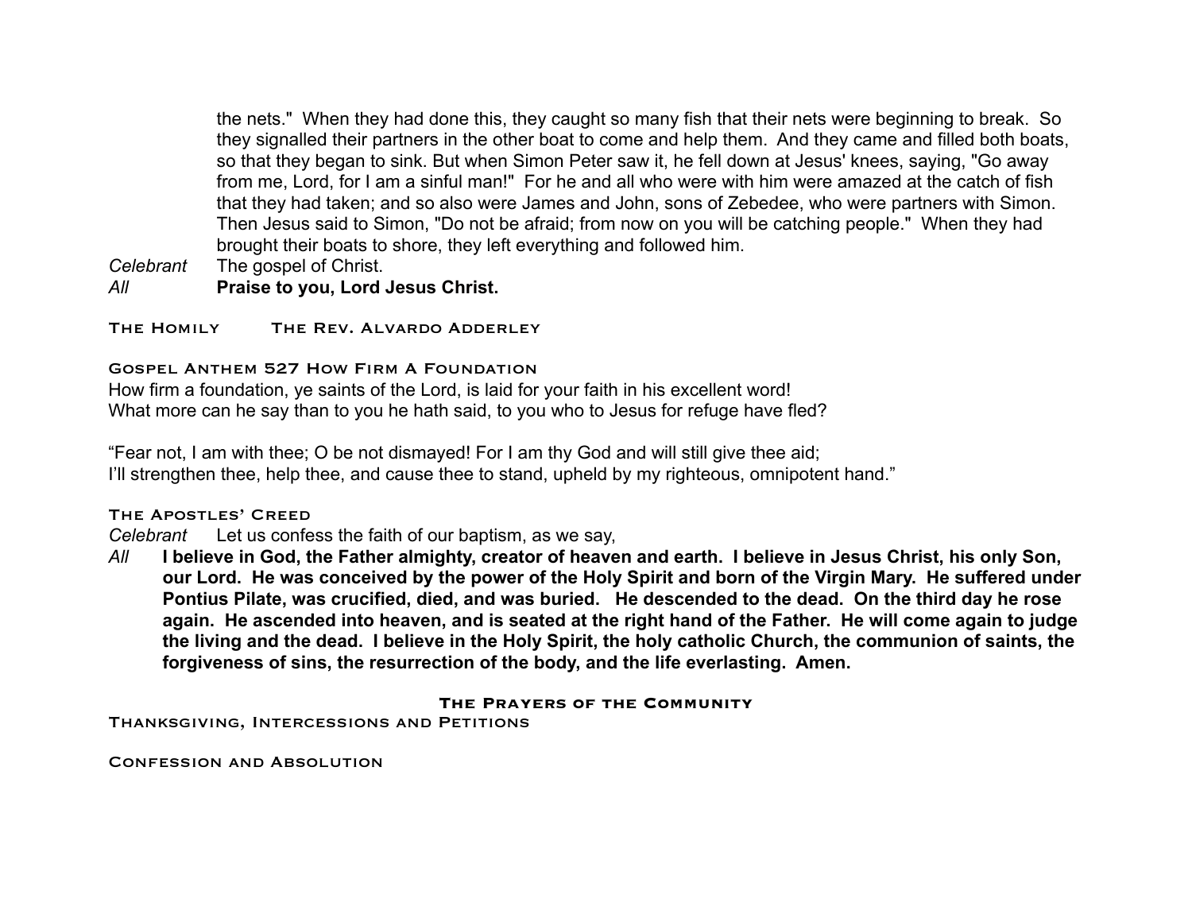the nets." When they had done this, they caught so many fish that their nets were beginning to break. So they signalled their partners in the other boat to come and help them. And they came and filled both boats, so that they began to sink. But when Simon Peter saw it, he fell down at Jesus' knees, saying, "Go away from me, Lord, for I am a sinful man!" For he and all who were with him were amazed at the catch of fish that they had taken; and so also were James and John, sons of Zebedee, who were partners with Simon. Then Jesus said to Simon, "Do not be afraid; from now on you will be catching people." When they had brought their boats to shore, they left everything and followed him.

*Celebrant* The gospel of Christ.
*All* **Praise to you, Lord Jesus Christ.**

### The Homily The Rev. Alvardo Adderley

### Gospel Anthem 527 How Firm A Foundation

How firm a foundation, ye saints of the Lord, is laid for your faith in his excellent word!
What more can he say than to you he hath said, to you who to Jesus for refuge have fled?

"Fear not, I am with thee; O be not dismayed! For I am thy God and will still give thee aid;
I'll strengthen thee, help thee, and cause thee to stand, upheld by my righteous, omnipotent hand."

### The Apostles' Creed

*Celebrant* Let us confess the faith of our baptism, as we say,
*All* **I believe in God, the Father almighty, creator of heaven and earth. I believe in Jesus Christ, his only Son, our Lord. He was conceived by the power of the Holy Spirit and born of the Virgin Mary. He suffered under Pontius Pilate, was crucified, died, and was buried. He descended to the dead. On the third day he rose again. He ascended into heaven, and is seated at the right hand of the Father. He will come again to judge the living and the dead. I believe in the Holy Spirit, the holy catholic Church, the communion of saints, the forgiveness of sins, the resurrection of the body, and the life everlasting. Amen.**

## The Prayers of the Community

### Thanksgiving, Intercessions and Petitions

### Confession and Absolution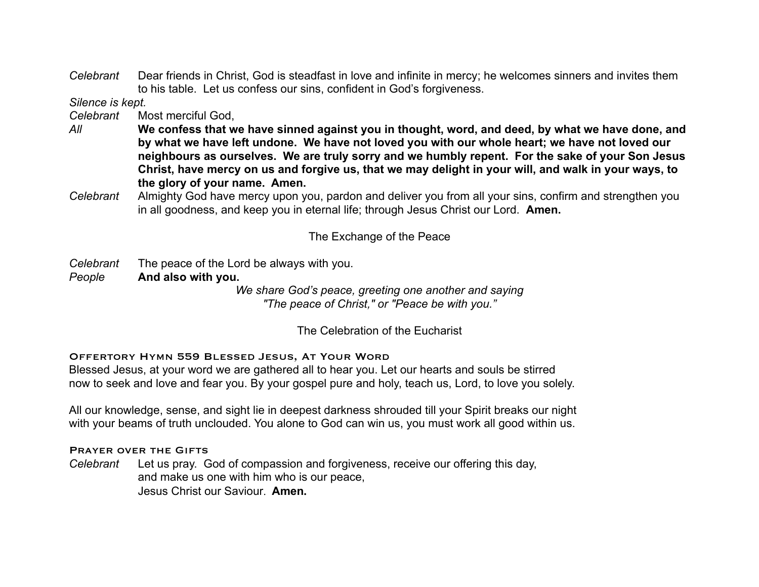*Celebrant* Dear friends in Christ, God is steadfast in love and infinite in mercy; he welcomes sinners and invites them to his table. Let us confess our sins, confident in God's forgiveness.

*Silence is kept.*

*Celebrant* Most merciful God,

*All* **We confess that we have sinned against you in thought, word, and deed, by what we have done, and by what we have left undone. We have not loved you with our whole heart; we have not loved our neighbours as ourselves. We are truly sorry and we humbly repent. For the sake of your Son Jesus Christ, have mercy on us and forgive us, that we may delight in your will, and walk in your ways, to the glory of your name. Amen.**

*Celebrant* Almighty God have mercy upon you, pardon and deliver you from all your sins, confirm and strengthen you in all goodness, and keep you in eternal life; through Jesus Christ our Lord. **Amen.**

## The Exchange of the Peace

*Celebrant* The peace of the Lord be always with you.

*People* **And also with you.**

*We share God's peace, greeting one another and saying "The peace of Christ," or "Peace be with you."*

## The Celebration of the Eucharist

### Offertory Hymn 559 Blessed Jesus, At Your Word

Blessed Jesus, at your word we are gathered all to hear you. Let our hearts and souls be stirred now to seek and love and fear you. By your gospel pure and holy, teach us, Lord, to love you solely.

All our knowledge, sense, and sight lie in deepest darkness shrouded till your Spirit breaks our night with your beams of truth unclouded. You alone to God can win us, you must work all good within us.

### Prayer over the Gifts

*Celebrant* Let us pray. God of compassion and forgiveness, receive our offering this day, and make us one with him who is our peace, Jesus Christ our Saviour. **Amen.**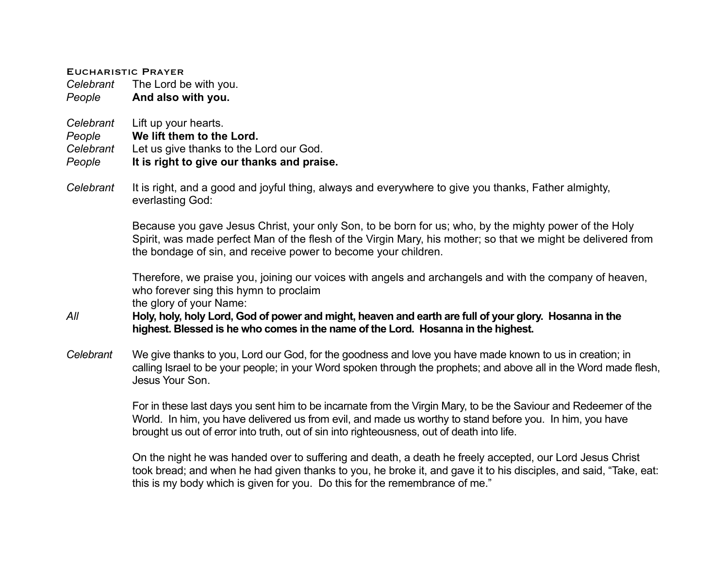### Eucharistic Prayer

*Celebrant* The Lord be with you.
*People* **And also with you.**

*Celebrant* Lift up your hearts.
*People* **We lift them to the Lord.**
*Celebrant* Let us give thanks to the Lord our God.
*People* **It is right to give our thanks and praise.**

*Celebrant* It is right, and a good and joyful thing, always and everywhere to give you thanks, Father almighty, everlasting God:

Because you gave Jesus Christ, your only Son, to be born for us; who, by the mighty power of the Holy Spirit, was made perfect Man of the flesh of the Virgin Mary, his mother; so that we might be delivered from the bondage of sin, and receive power to become your children.

Therefore, we praise you, joining our voices with angels and archangels and with the company of heaven, who forever sing this hymn to proclaim
the glory of your Name:

*All* **Holy, holy, holy Lord, God of power and might, heaven and earth are full of your glory. Hosanna in the highest. Blessed is he who comes in the name of the Lord. Hosanna in the highest.**

*Celebrant* We give thanks to you, Lord our God, for the goodness and love you have made known to us in creation; in calling Israel to be your people; in your Word spoken through the prophets; and above all in the Word made flesh, Jesus Your Son.

For in these last days you sent him to be incarnate from the Virgin Mary, to be the Saviour and Redeemer of the World. In him, you have delivered us from evil, and made us worthy to stand before you. In him, you have brought us out of error into truth, out of sin into righteousness, out of death into life.

On the night he was handed over to suffering and death, a death he freely accepted, our Lord Jesus Christ took bread; and when he had given thanks to you, he broke it, and gave it to his disciples, and said, “Take, eat: this is my body which is given for you. Do this for the remembrance of me.”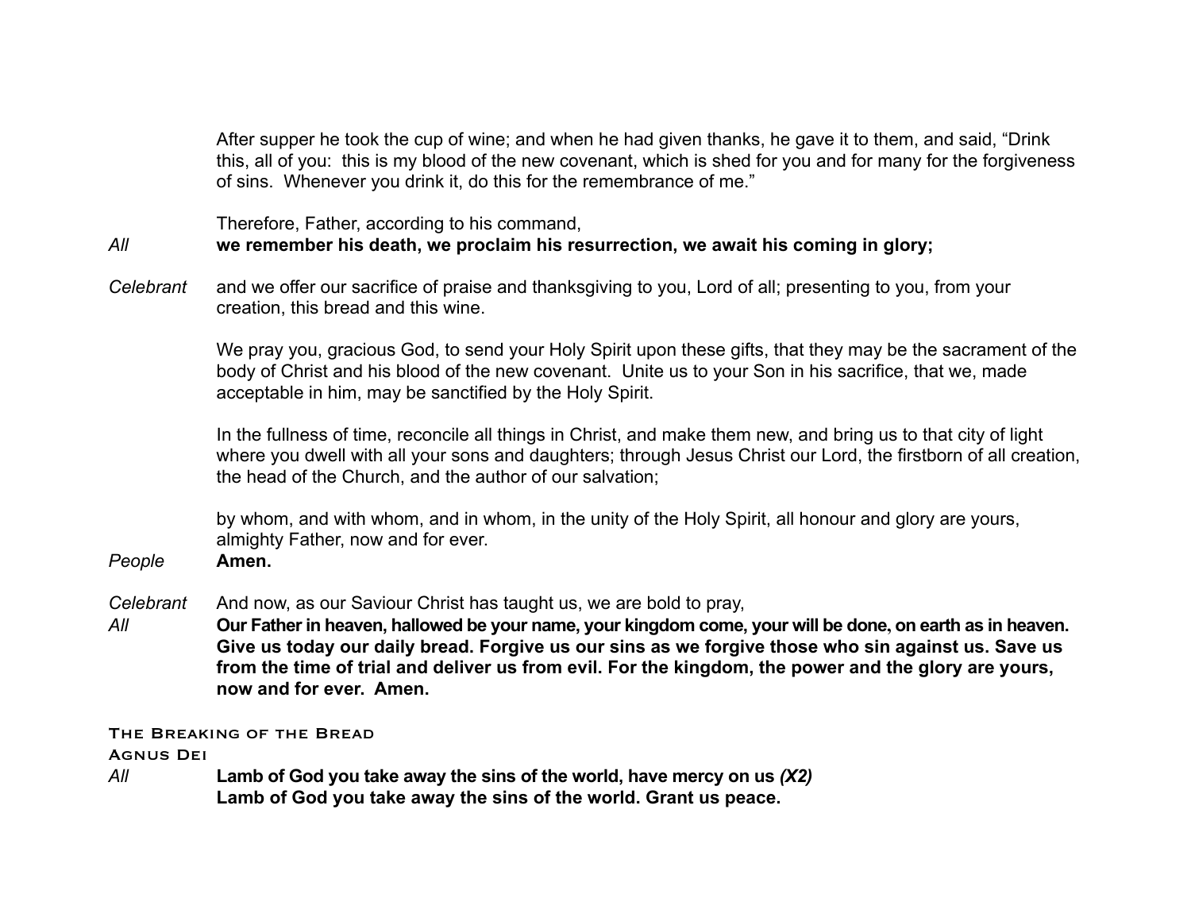After supper he took the cup of wine; and when he had given thanks, he gave it to them, and said, "Drink this, all of you: this is my blood of the new covenant, which is shed for you and for many for the forgiveness of sins. Whenever you drink it, do this for the remembrance of me."

Therefore, Father, according to his command,

*All* **we remember his death, we proclaim his resurrection, we await his coming in glory;**

*Celebrant* and we offer our sacrifice of praise and thanksgiving to you, Lord of all; presenting to you, from your creation, this bread and this wine.

We pray you, gracious God, to send your Holy Spirit upon these gifts, that they may be the sacrament of the body of Christ and his blood of the new covenant. Unite us to your Son in his sacrifice, that we, made acceptable in him, may be sanctified by the Holy Spirit.

In the fullness of time, reconcile all things in Christ, and make them new, and bring us to that city of light where you dwell with all your sons and daughters; through Jesus Christ our Lord, the firstborn of all creation, the head of the Church, and the author of our salvation;

by whom, and with whom, and in whom, in the unity of the Holy Spirit, all honour and glory are yours, almighty Father, now and for ever.

*People* **Amen.**

*Celebrant* And now, as our Saviour Christ has taught us, we are bold to pray,

*All* **Our Father in heaven, hallowed be your name, your kingdom come, your will be done, on earth as in heaven. Give us today our daily bread. Forgive us our sins as we forgive those who sin against us. Save us from the time of trial and deliver us from evil. For the kingdom, the power and the glory are yours, now and for ever. Amen.**

### The Breaking of the Bread

### Agnus Dei

*All* **Lamb of God you take away the sins of the world, have mercy on us *(X2)***
**Lamb of God you take away the sins of the world. Grant us peace.**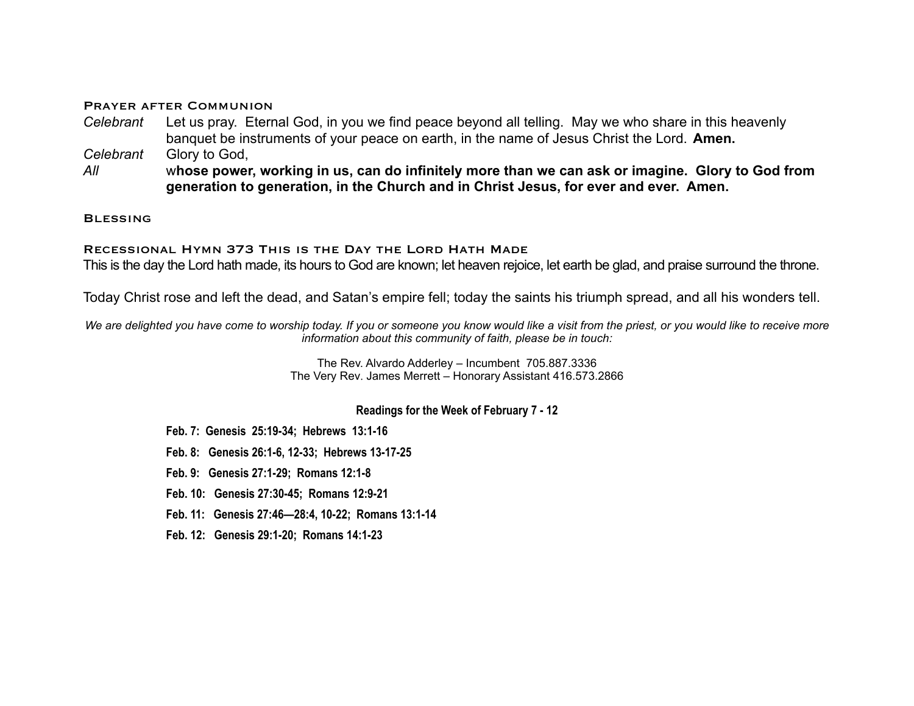### Prayer after Communion

*Celebrant* Let us pray. Eternal God, in you we find peace beyond all telling. May we who share in this heavenly banquet be instruments of your peace on earth, in the name of Jesus Christ the Lord. **Amen.**

*Celebrant* Glory to God,

*All* w**hose power, working in us, can do infinitely more than we can ask or imagine. Glory to God from generation to generation, in the Church and in Christ Jesus, for ever and ever. Amen.**

### Blessing

### Recessional Hymn 373 This is the Day the Lord Hath Made

This is the day the Lord hath made, its hours to God are known; let heaven rejoice, let earth be glad, and praise surround the throne.

Today Christ rose and left the dead, and Satan's empire fell; today the saints his triumph spread, and all his wonders tell.

*We are delighted you have come to worship today. If you or someone you know would like a visit from the priest, or you would like to receive more information about this community of faith, please be in touch:*

The Rev. Alvardo Adderley – Incumbent 705.887.3336
The Very Rev. James Merrett – Honorary Assistant 416.573.2866

**Readings for the Week of February 7 - 12**

**Feb. 7: Genesis 25:19-34; Hebrews 13:1-16**

**Feb. 8: Genesis 26:1-6, 12-33; Hebrews 13-17-25**

**Feb. 9: Genesis 27:1-29; Romans 12:1-8**

**Feb. 10: Genesis 27:30-45; Romans 12:9-21**

**Feb. 11: Genesis 27:46—28:4, 10-22; Romans 13:1-14**

**Feb. 12: Genesis 29:1-20; Romans 14:1-23**